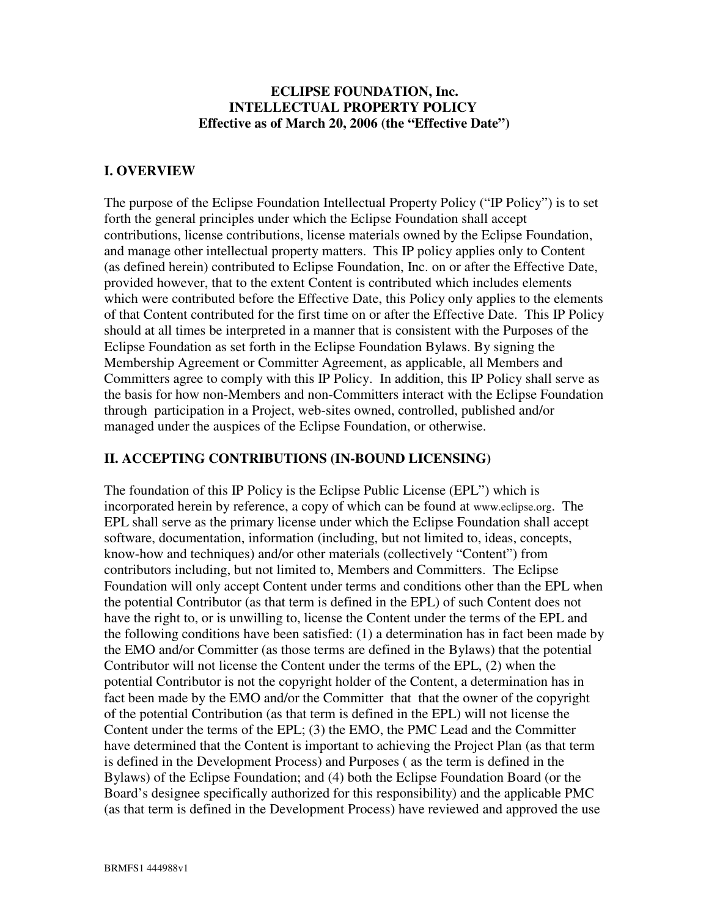# ECLIPSE FOUNDATION, Inc.
# INTELLECTUAL PROPERTY POLICY
# Effective as of March 20, 2006 (the "Effective Date")

## I. OVERVIEW

The purpose of the Eclipse Foundation Intellectual Property Policy ("IP Policy") is to set forth the general principles under which the Eclipse Foundation shall accept contributions, license contributions, license materials owned by the Eclipse Foundation, and manage other intellectual property matters. This IP policy applies only to Content (as defined herein) contributed to Eclipse Foundation, Inc. on or after the Effective Date, provided however, that to the extent Content is contributed which includes elements which were contributed before the Effective Date, this Policy only applies to the elements of that Content contributed for the first time on or after the Effective Date. This IP Policy should at all times be interpreted in a manner that is consistent with the Purposes of the Eclipse Foundation as set forth in the Eclipse Foundation Bylaws. By signing the Membership Agreement or Committer Agreement, as applicable, all Members and Committers agree to comply with this IP Policy. In addition, this IP Policy shall serve as the basis for how non-Members and non-Committers interact with the Eclipse Foundation through participation in a Project, web-sites owned, controlled, published and/or managed under the auspices of the Eclipse Foundation, or otherwise.

## II. ACCEPTING CONTRIBUTIONS (IN-BOUND LICENSING)

The foundation of this IP Policy is the Eclipse Public License (EPL") which is incorporated herein by reference, a copy of which can be found at www.eclipse.org. The EPL shall serve as the primary license under which the Eclipse Foundation shall accept software, documentation, information (including, but not limited to, ideas, concepts, know-how and techniques) and/or other materials (collectively "Content") from contributors including, but not limited to, Members and Committers. The Eclipse Foundation will only accept Content under terms and conditions other than the EPL when the potential Contributor (as that term is defined in the EPL) of such Content does not have the right to, or is unwilling to, license the Content under the terms of the EPL and the following conditions have been satisfied: (1) a determination has in fact been made by the EMO and/or Committer (as those terms are defined in the Bylaws) that the potential Contributor will not license the Content under the terms of the EPL, (2) when the potential Contributor is not the copyright holder of the Content, a determination has in fact been made by the EMO and/or the Committer that that the owner of the copyright of the potential Contribution (as that term is defined in the EPL) will not license the Content under the terms of the EPL; (3) the EMO, the PMC Lead and the Committer have determined that the Content is important to achieving the Project Plan (as that term is defined in the Development Process) and Purposes ( as the term is defined in the Bylaws) of the Eclipse Foundation; and (4) both the Eclipse Foundation Board (or the Board's designee specifically authorized for this responsibility) and the applicable PMC (as that term is defined in the Development Process) have reviewed and approved the use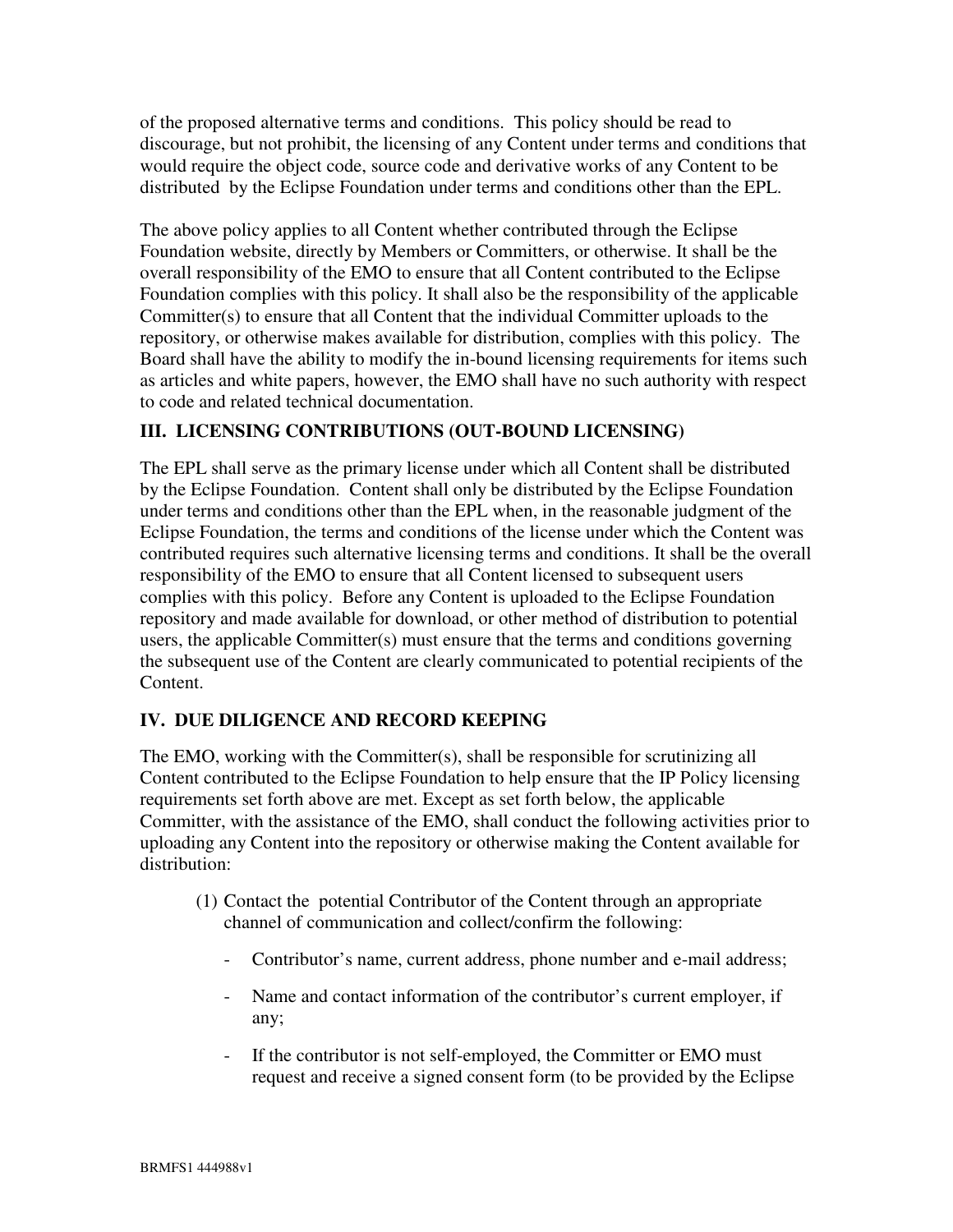of the proposed alternative terms and conditions. This policy should be read to discourage, but not prohibit, the licensing of any Content under terms and conditions that would require the object code, source code and derivative works of any Content to be distributed by the Eclipse Foundation under terms and conditions other than the EPL.

The above policy applies to all Content whether contributed through the Eclipse Foundation website, directly by Members or Committers, or otherwise. It shall be the overall responsibility of the EMO to ensure that all Content contributed to the Eclipse Foundation complies with this policy. It shall also be the responsibility of the applicable Committer(s) to ensure that all Content that the individual Committer uploads to the repository, or otherwise makes available for distribution, complies with this policy. The Board shall have the ability to modify the in-bound licensing requirements for items such as articles and white papers, however, the EMO shall have no such authority with respect to code and related technical documentation.

## III. LICENSING CONTRIBUTIONS (OUT-BOUND LICENSING)

The EPL shall serve as the primary license under which all Content shall be distributed by the Eclipse Foundation. Content shall only be distributed by the Eclipse Foundation under terms and conditions other than the EPL when, in the reasonable judgment of the Eclipse Foundation, the terms and conditions of the license under which the Content was contributed requires such alternative licensing terms and conditions. It shall be the overall responsibility of the EMO to ensure that all Content licensed to subsequent users complies with this policy. Before any Content is uploaded to the Eclipse Foundation repository and made available for download, or other method of distribution to potential users, the applicable Committer(s) must ensure that the terms and conditions governing the subsequent use of the Content are clearly communicated to potential recipients of the Content.

## IV. DUE DILIGENCE AND RECORD KEEPING

The EMO, working with the Committer(s), shall be responsible for scrutinizing all Content contributed to the Eclipse Foundation to help ensure that the IP Policy licensing requirements set forth above are met. Except as set forth below, the applicable Committer, with the assistance of the EMO, shall conduct the following activities prior to uploading any Content into the repository or otherwise making the Content available for distribution:

(1) Contact the potential Contributor of the Content through an appropriate channel of communication and collect/confirm the following:

- Contributor's name, current address, phone number and e-mail address;
- Name and contact information of the contributor's current employer, if any;
- If the contributor is not self-employed, the Committer or EMO must request and receive a signed consent form (to be provided by the Eclipse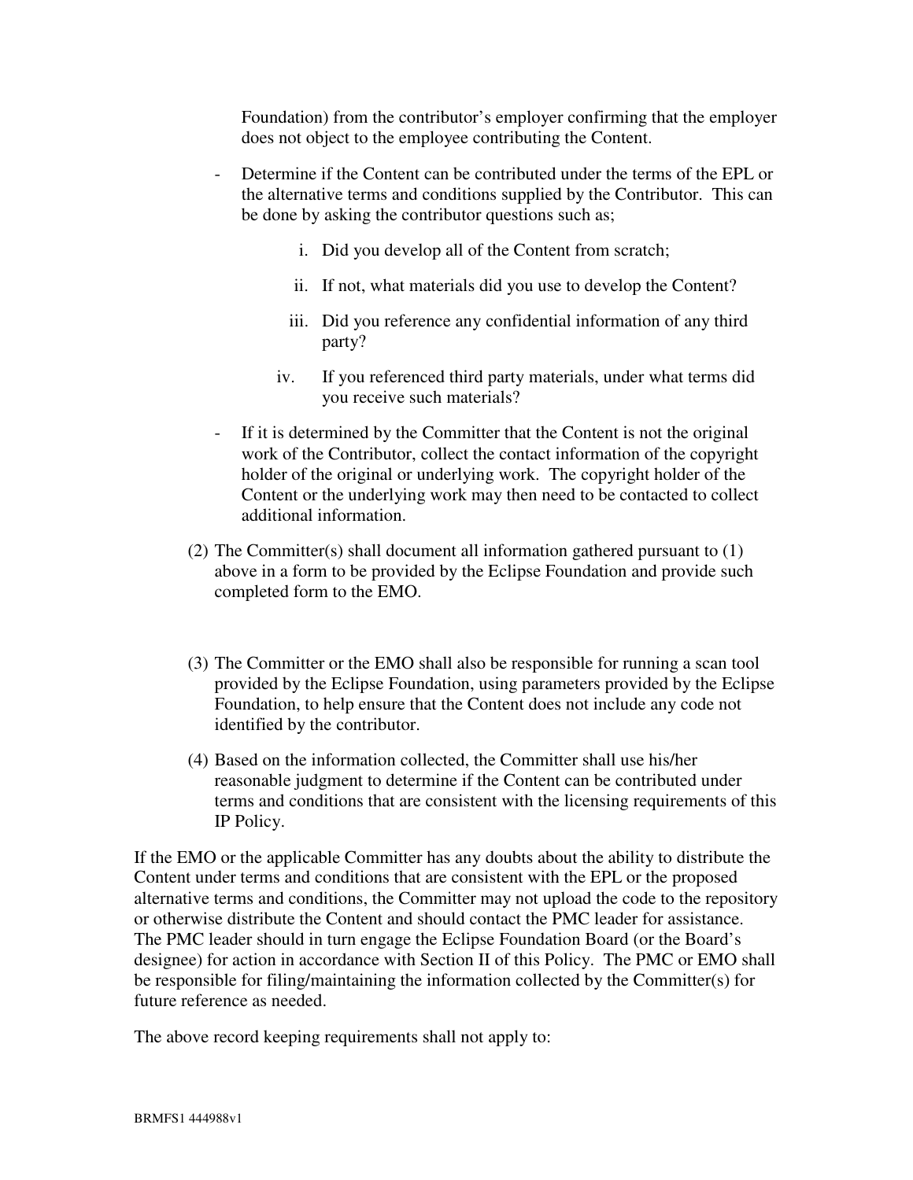Foundation) from the contributor's employer confirming that the employer does not object to the employee contributing the Content.

- Determine if the Content can be contributed under the terms of the EPL or the alternative terms and conditions supplied by the Contributor. This can be done by asking the contributor questions such as;

    i. Did you develop all of the Content from scratch;

    ii. If not, what materials did you use to develop the Content?

    iii. Did you reference any confidential information of any third party?

    iv. If you referenced third party materials, under what terms did you receive such materials?

- If it is determined by the Committer that the Content is not the original work of the Contributor, collect the contact information of the copyright holder of the original or underlying work. The copyright holder of the Content or the underlying work may then need to be contacted to collect additional information.

(2) The Committer(s) shall document all information gathered pursuant to (1) above in a form to be provided by the Eclipse Foundation and provide such completed form to the EMO.

(3) The Committer or the EMO shall also be responsible for running a scan tool provided by the Eclipse Foundation, using parameters provided by the Eclipse Foundation, to help ensure that the Content does not include any code not identified by the contributor.

(4) Based on the information collected, the Committer shall use his/her reasonable judgment to determine if the Content can be contributed under terms and conditions that are consistent with the licensing requirements of this IP Policy.

If the EMO or the applicable Committer has any doubts about the ability to distribute the Content under terms and conditions that are consistent with the EPL or the proposed alternative terms and conditions, the Committer may not upload the code to the repository or otherwise distribute the Content and should contact the PMC leader for assistance. The PMC leader should in turn engage the Eclipse Foundation Board (or the Board's designee) for action in accordance with Section II of this Policy. The PMC or EMO shall be responsible for filing/maintaining the information collected by the Committer(s) for future reference as needed.

The above record keeping requirements shall not apply to: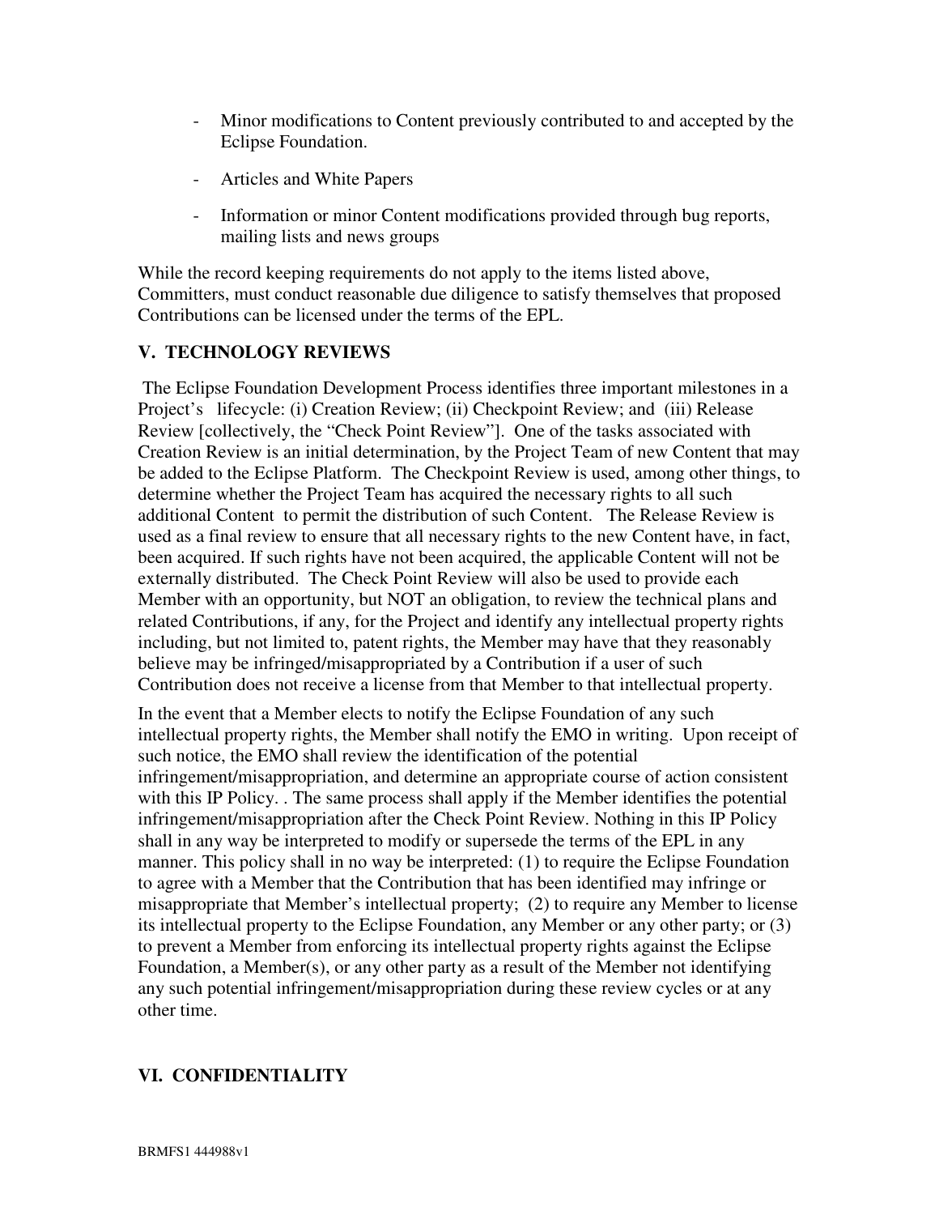- Minor modifications to Content previously contributed to and accepted by the Eclipse Foundation.
- Articles and White Papers
- Information or minor Content modifications provided through bug reports, mailing lists and news groups

While the record keeping requirements do not apply to the items listed above, Committers, must conduct reasonable due diligence to satisfy themselves that proposed Contributions can be licensed under the terms of the EPL.

## V. TECHNOLOGY REVIEWS

The Eclipse Foundation Development Process identifies three important milestones in a Project's lifecycle: (i) Creation Review; (ii) Checkpoint Review; and (iii) Release Review [collectively, the "Check Point Review"]. One of the tasks associated with Creation Review is an initial determination, by the Project Team of new Content that may be added to the Eclipse Platform. The Checkpoint Review is used, among other things, to determine whether the Project Team has acquired the necessary rights to all such additional Content to permit the distribution of such Content. The Release Review is used as a final review to ensure that all necessary rights to the new Content have, in fact, been acquired. If such rights have not been acquired, the applicable Content will not be externally distributed. The Check Point Review will also be used to provide each Member with an opportunity, but NOT an obligation, to review the technical plans and related Contributions, if any, for the Project and identify any intellectual property rights including, but not limited to, patent rights, the Member may have that they reasonably believe may be infringed/misappropriated by a Contribution if a user of such Contribution does not receive a license from that Member to that intellectual property.

In the event that a Member elects to notify the Eclipse Foundation of any such intellectual property rights, the Member shall notify the EMO in writing. Upon receipt of such notice, the EMO shall review the identification of the potential infringement/misappropriation, and determine an appropriate course of action consistent with this IP Policy. . The same process shall apply if the Member identifies the potential infringement/misappropriation after the Check Point Review. Nothing in this IP Policy shall in any way be interpreted to modify or supersede the terms of the EPL in any manner. This policy shall in no way be interpreted: (1) to require the Eclipse Foundation to agree with a Member that the Contribution that has been identified may infringe or misappropriate that Member's intellectual property; (2) to require any Member to license its intellectual property to the Eclipse Foundation, any Member or any other party; or (3) to prevent a Member from enforcing its intellectual property rights against the Eclipse Foundation, a Member(s), or any other party as a result of the Member not identifying any such potential infringement/misappropriation during these review cycles or at any other time.

## VI. CONFIDENTIALITY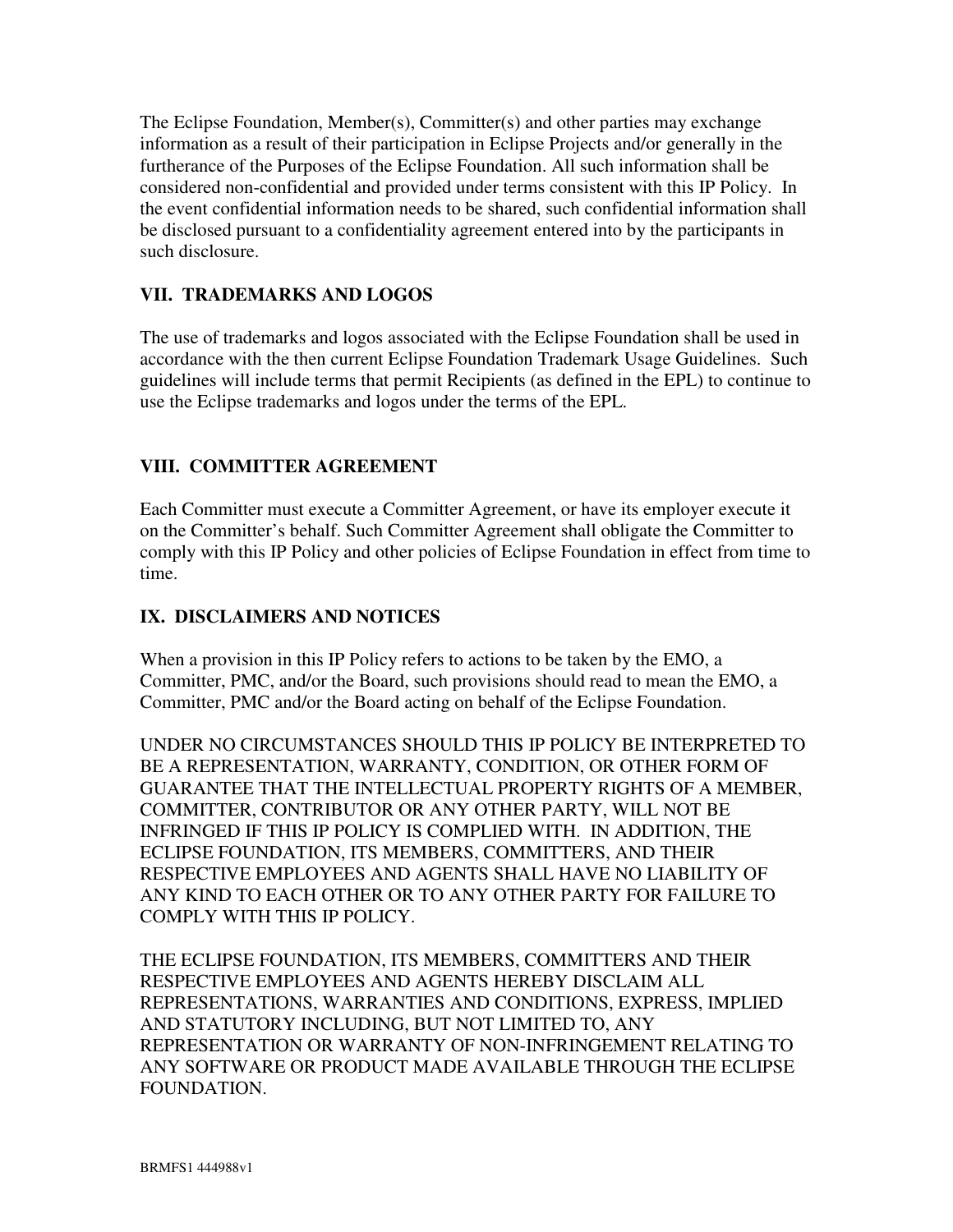The Eclipse Foundation, Member(s), Committer(s) and other parties may exchange information as a result of their participation in Eclipse Projects and/or generally in the furtherance of the Purposes of the Eclipse Foundation. All such information shall be considered non-confidential and provided under terms consistent with this IP Policy. In the event confidential information needs to be shared, such confidential information shall be disclosed pursuant to a confidentiality agreement entered into by the participants in such disclosure.

## VII. TRADEMARKS AND LOGOS

The use of trademarks and logos associated with the Eclipse Foundation shall be used in accordance with the then current Eclipse Foundation Trademark Usage Guidelines. Such guidelines will include terms that permit Recipients (as defined in the EPL) to continue to use the Eclipse trademarks and logos under the terms of the EPL.

## VIII. COMMITTER AGREEMENT

Each Committer must execute a Committer Agreement, or have its employer execute it on the Committer's behalf. Such Committer Agreement shall obligate the Committer to comply with this IP Policy and other policies of Eclipse Foundation in effect from time to time.

## IX. DISCLAIMERS AND NOTICES

When a provision in this IP Policy refers to actions to be taken by the EMO, a Committer, PMC, and/or the Board, such provisions should read to mean the EMO, a Committer, PMC and/or the Board acting on behalf of the Eclipse Foundation.

UNDER NO CIRCUMSTANCES SHOULD THIS IP POLICY BE INTERPRETED TO BE A REPRESENTATION, WARRANTY, CONDITION, OR OTHER FORM OF GUARANTEE THAT THE INTELLECTUAL PROPERTY RIGHTS OF A MEMBER, COMMITTER, CONTRIBUTOR OR ANY OTHER PARTY, WILL NOT BE INFRINGED IF THIS IP POLICY IS COMPLIED WITH. IN ADDITION, THE ECLIPSE FOUNDATION, ITS MEMBERS, COMMITTERS, AND THEIR RESPECTIVE EMPLOYEES AND AGENTS SHALL HAVE NO LIABILITY OF ANY KIND TO EACH OTHER OR TO ANY OTHER PARTY FOR FAILURE TO COMPLY WITH THIS IP POLICY.

THE ECLIPSE FOUNDATION, ITS MEMBERS, COMMITTERS AND THEIR RESPECTIVE EMPLOYEES AND AGENTS HEREBY DISCLAIM ALL REPRESENTATIONS, WARRANTIES AND CONDITIONS, EXPRESS, IMPLIED AND STATUTORY INCLUDING, BUT NOT LIMITED TO, ANY REPRESENTATION OR WARRANTY OF NON-INFRINGEMENT RELATING TO ANY SOFTWARE OR PRODUCT MADE AVAILABLE THROUGH THE ECLIPSE FOUNDATION.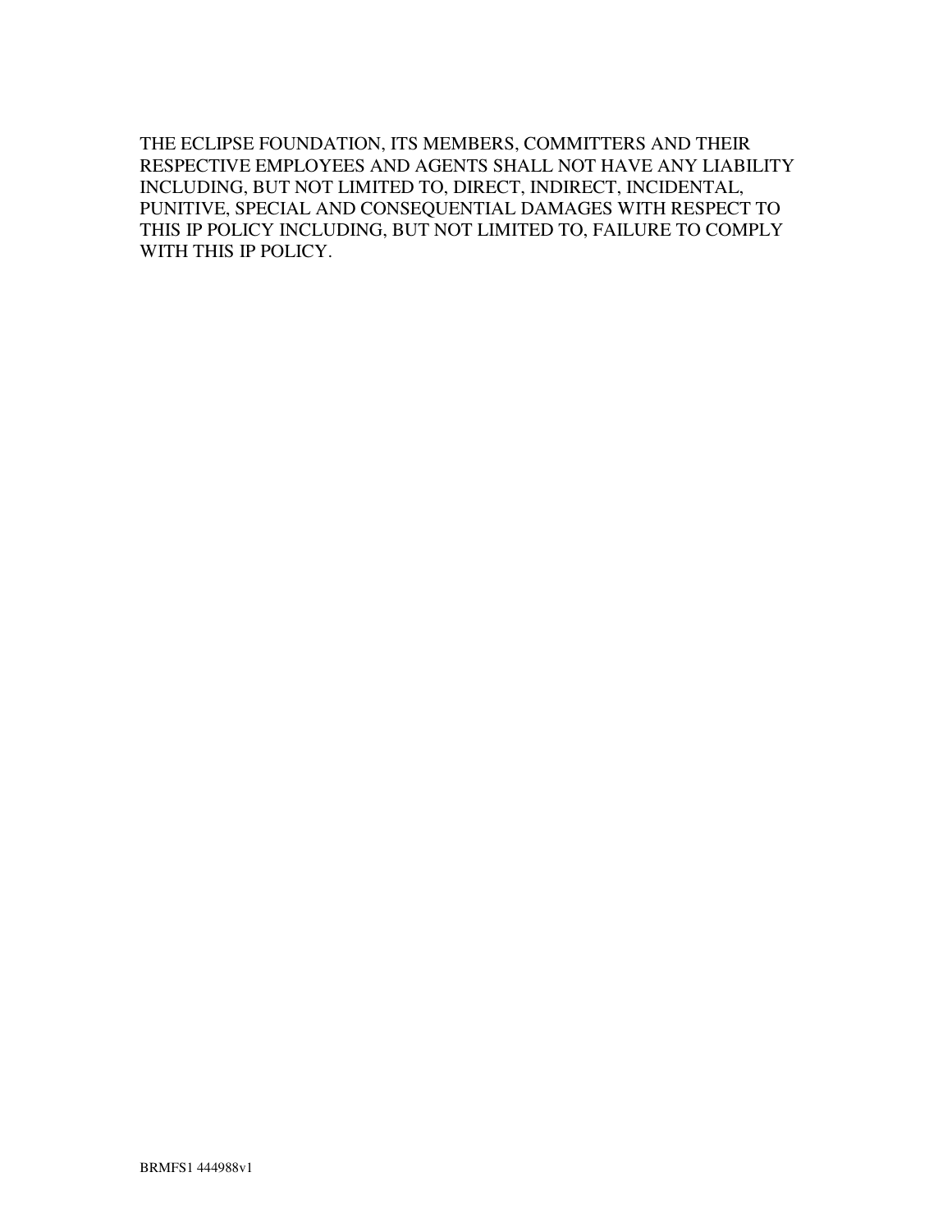THE ECLIPSE FOUNDATION, ITS MEMBERS, COMMITTERS AND THEIR RESPECTIVE EMPLOYEES AND AGENTS SHALL NOT HAVE ANY LIABILITY INCLUDING, BUT NOT LIMITED TO, DIRECT, INDIRECT, INCIDENTAL, PUNITIVE, SPECIAL AND CONSEQUENTIAL DAMAGES WITH RESPECT TO THIS IP POLICY INCLUDING, BUT NOT LIMITED TO, FAILURE TO COMPLY WITH THIS IP POLICY.